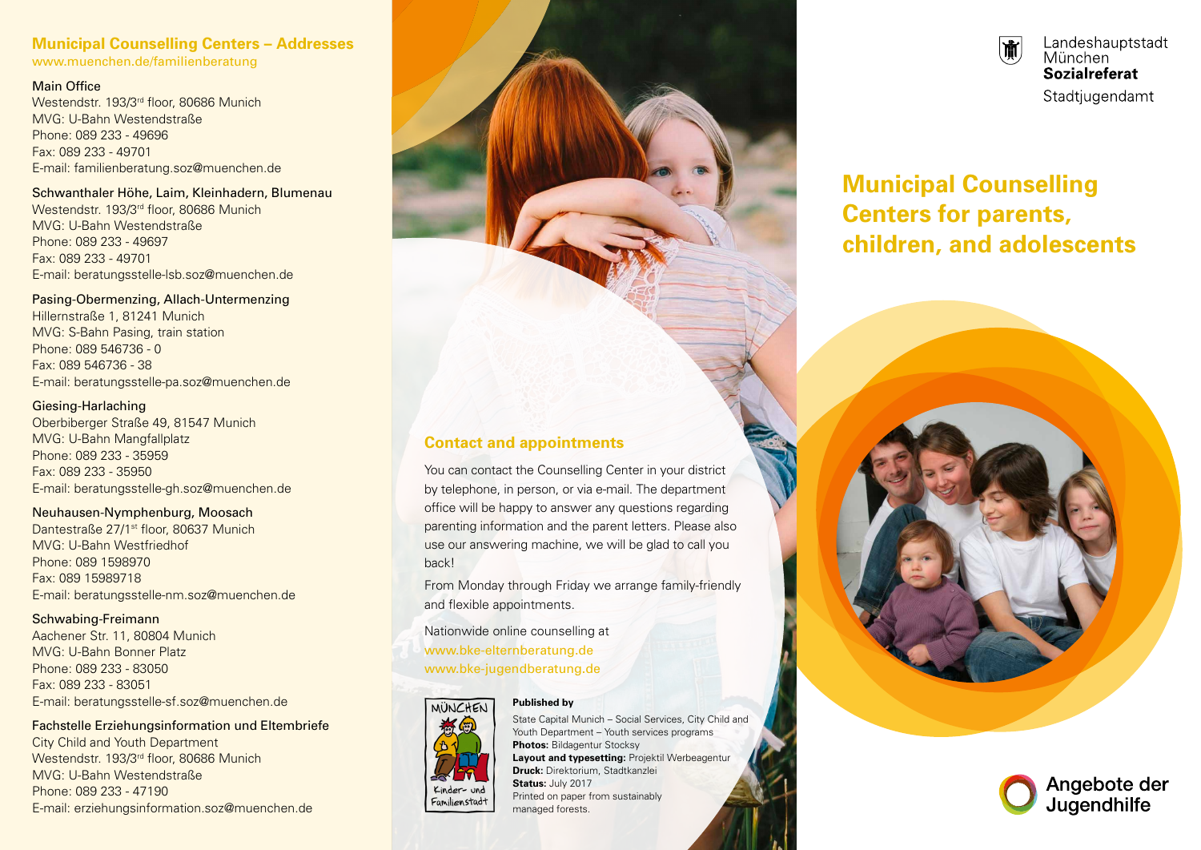## Municipal Counselling Centers – Addresses

www.muenchen.de/familienberatung

Main Office
Westendstr. 193/3rd floor, 80686 Munich
MVG: U-Bahn Westendstraße
Phone: 089 233 - 49696
Fax: 089 233 - 49701
E-mail: familienberatung.soz@muenchen.de

Schwanthaler Höhe, Laim, Kleinhadern, Blumenau
Westendstr. 193/3rd floor, 80686 Munich
MVG: U-Bahn Westendstraße
Phone: 089 233 - 49697
Fax: 089 233 - 49701
E-mail: beratungsstelle-lsb.soz@muenchen.de

Pasing-Obermenzing, Allach-Untermenzing
Hillernstraße 1, 81241 Munich
MVG: S-Bahn Pasing, train station
Phone: 089 546736 - 0
Fax: 089 546736 - 38
E-mail: beratungsstelle-pa.soz@muenchen.de

Giesing-Harlaching
Oberbiberger Straße 49, 81547 Munich
MVG: U-Bahn Mangfallplatz
Phone: 089 233 - 35959
Fax: 089 233 - 35950
E-mail: beratungsstelle-gh.soz@muenchen.de

Neuhausen-Nymphenburg, Moosach
Dantestraße 27/1st floor, 80637 Munich
MVG: U-Bahn Westfriedhof
Phone: 089 1598970
Fax: 089 15989718
E-mail: beratungsstelle-nm.soz@muenchen.de

Schwabing-Freimann
Aachener Str. 11, 80804 Munich
MVG: U-Bahn Bonner Platz
Phone: 089 233 - 83050
Fax: 089 233 - 83051
E-mail: beratungsstelle-sf.soz@muenchen.de

Fachstelle Erziehungsinformation und Elternbriefe
City Child and Youth Department
Westendstr. 193/3rd floor, 80686 Munich
MVG: U-Bahn Westendstraße
Phone: 089 233 - 47190
E-mail: erziehungsinformation.soz@muenchen.de

## Contact and appointments

You can contact the Counselling Center in your district by telephone, in person, or via e-mail. The department office will be happy to answer any questions regarding parenting information and the parent letters. Please also use our answering machine, we will be glad to call you back!

From Monday through Friday we arrange family-friendly and flexible appointments.

Nationwide online counselling at
www.bke-elternberatung.de
www.bke-jugendberatung.de

München Kinder- und Familienstadt

**Published by**
State Capital Munich – Social Services, City Child and Youth Department – Youth services programs
**Photos:** Bildagentur Stocksy
**Layout and typesetting:** Projektil Werbeagentur
**Druck:** Direktorium, Stadtkanzlei
**Status:** July 2017
Printed on paper from sustainably managed forests.

Landeshauptstadt München
**Sozialreferat**
Stadtjugendamt

# Municipal Counselling Centers for parents, children, and adolescents

Angebote der Jugendhilfe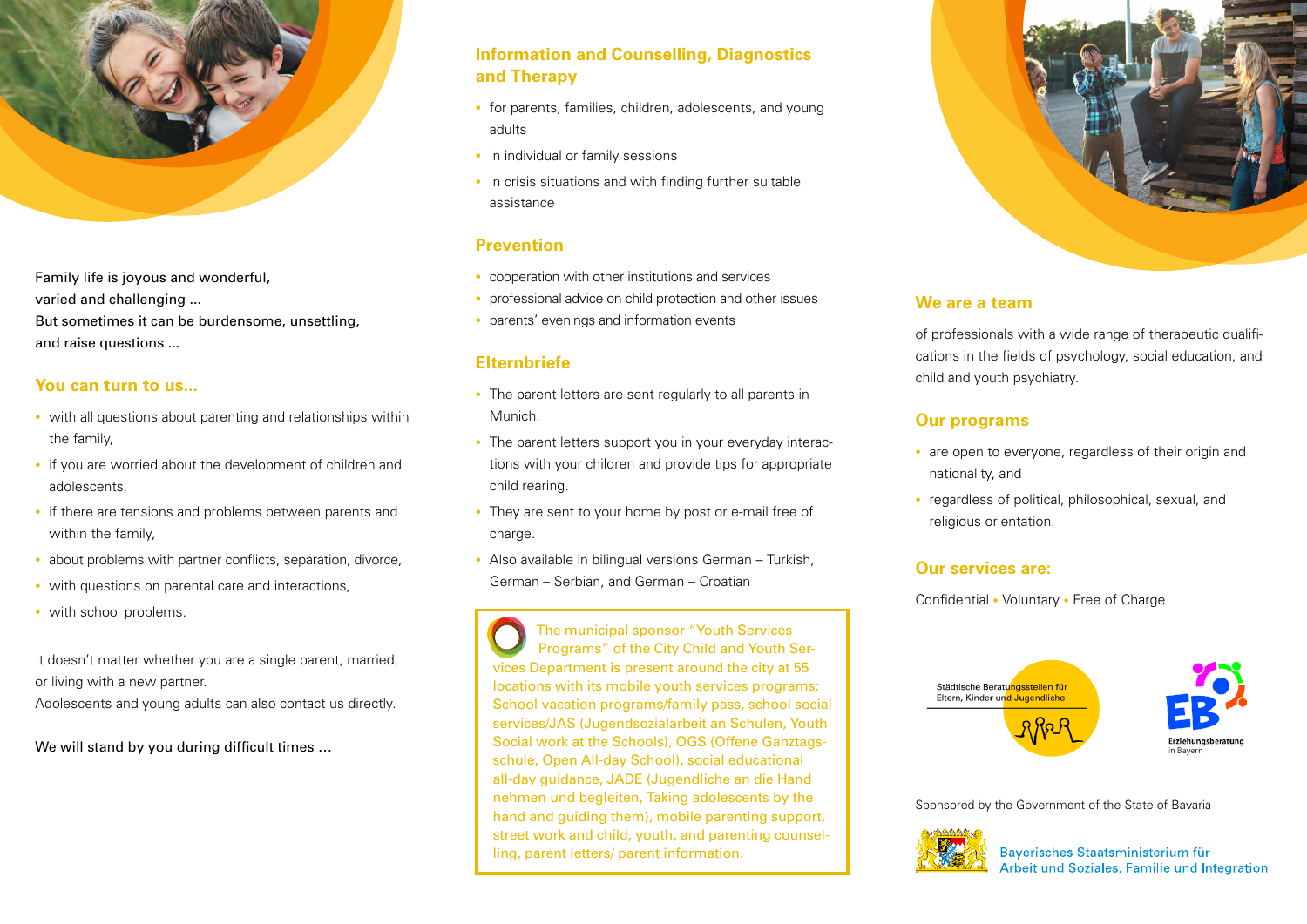Family life is joyous and wonderful,
varied and challenging ...
But sometimes it can be burdensome, unsettling,
and raise questions ...

## You can turn to us...

- with all questions about parenting and relationships within the family,
- if you are worried about the development of children and adolescents,
- if there are tensions and problems between parents and within the family,
- about problems with partner conflicts, separation, divorce,
- with questions on parental care and interactions,
- with school problems.

It doesn't matter whether you are a single parent, married, or living with a new partner.
Adolescents and young adults can also contact us directly.

We will stand by you during difficult times ...

## Information and Counselling, Diagnostics and Therapy

- for parents, families, children, adolescents, and young adults
- in individual or family sessions
- in crisis situations and with finding further suitable assistance

## Prevention

- cooperation with other institutions and services
- professional advice on child protection and other issues
- parents' evenings and information events

## Elternbriefe

- The parent letters are sent regularly to all parents in Munich.
- The parent letters support you in your everyday interactions with your children and provide tips for appropriate child rearing.
- They are sent to your home by post or e-mail free of charge.
- Also available in bilingual versions German – Turkish, German – Serbian, and German – Croatian

The municipal sponsor "Youth Services Programs" of the City Child and Youth Services Department is present around the city at 55 locations with its mobile youth services programs: School vacation programs/family pass, school social services/JAS (Jugendsozialarbeit an Schulen, Youth Social work at the Schools), OGS (Offene Ganztagsschule, Open All-day School), social educational all-day guidance, JADE (Jugendliche an die Hand nehmen und begleiten, Taking adolescents by the hand and guiding them), mobile parenting support, street work and child, youth, and parenting counselling, parent letters/ parent information.

## We are a team

of professionals with a wide range of therapeutic qualifications in the fields of psychology, social education, and child and youth psychiatry.

## Our programs

- are open to everyone, regardless of their origin and nationality, and
- regardless of political, philosophical, sexual, and religious orientation.

## Our services are:

Confidential • Voluntary • Free of Charge

Städtische Beratungsstellen für Eltern, Kinder und Jugendliche

Erziehungsberatung in Bayern

Sponsored by the Government of the State of Bavaria

Bayerisches Staatsministerium für Arbeit und Soziales, Familie und Integration